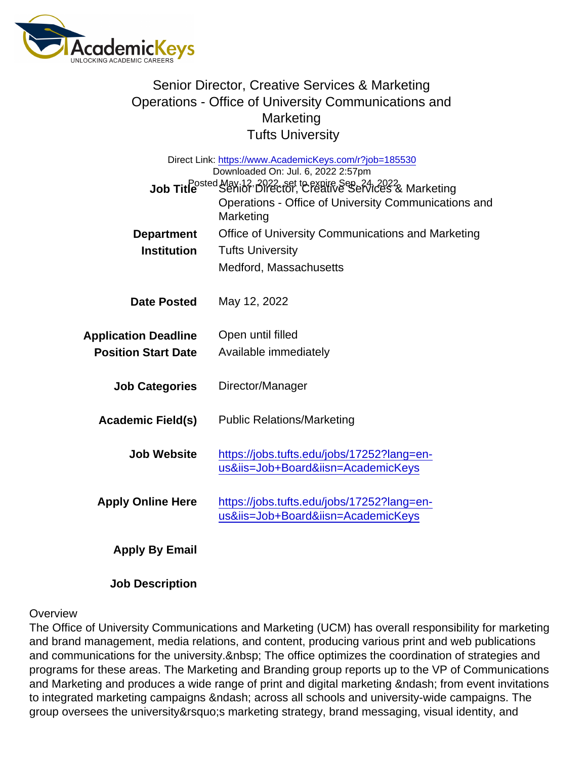# Senior Director, Creative Services & Marketing Operations - Office of University Communications and Marketing
## Tufts University

Direct Link: https://www.AcademicKeys.com/r?job=185530
Downloaded On: Jul. 6, 2022 2:57pm
Posted May 12, 2022, set to expire Sep. 24, 2022

| | |
|---|---|
| **Job Title** | Senior Director, Creative Services & Marketing Operations - Office of University Communications and Marketing |
| **Department** | Office of University Communications and Marketing |
| **Institution** | Tufts University<br>Medford, Massachusetts |
| **Date Posted** | May 12, 2022 |
| **Application Deadline** | Open until filled |
| **Position Start Date** | Available immediately |
| **Job Categories** | Director/Manager |
| **Academic Field(s)** | Public Relations/Marketing |
| **Job Website** | https://jobs.tufts.edu/jobs/17252?lang=en-us&iis=Job+Board&iisn=AcademicKeys |
| **Apply Online Here** | https://jobs.tufts.edu/jobs/17252?lang=en-us&iis=Job+Board&iisn=AcademicKeys |
| **Apply By Email** | |
| **Job Description** | |

Overview

The Office of University Communications and Marketing (UCM) has overall responsibility for marketing and brand management, media relations, and content, producing various print and web publications and communications for the university.&nbsp; The office optimizes the coordination of strategies and programs for these areas. The Marketing and Branding group reports up to the VP of Communications and Marketing and produces a wide range of print and digital marketing &ndash; from event invitations to integrated marketing campaigns &ndash; across all schools and university-wide campaigns. The group oversees the university&rsquo;s marketing strategy, brand messaging, visual identity, and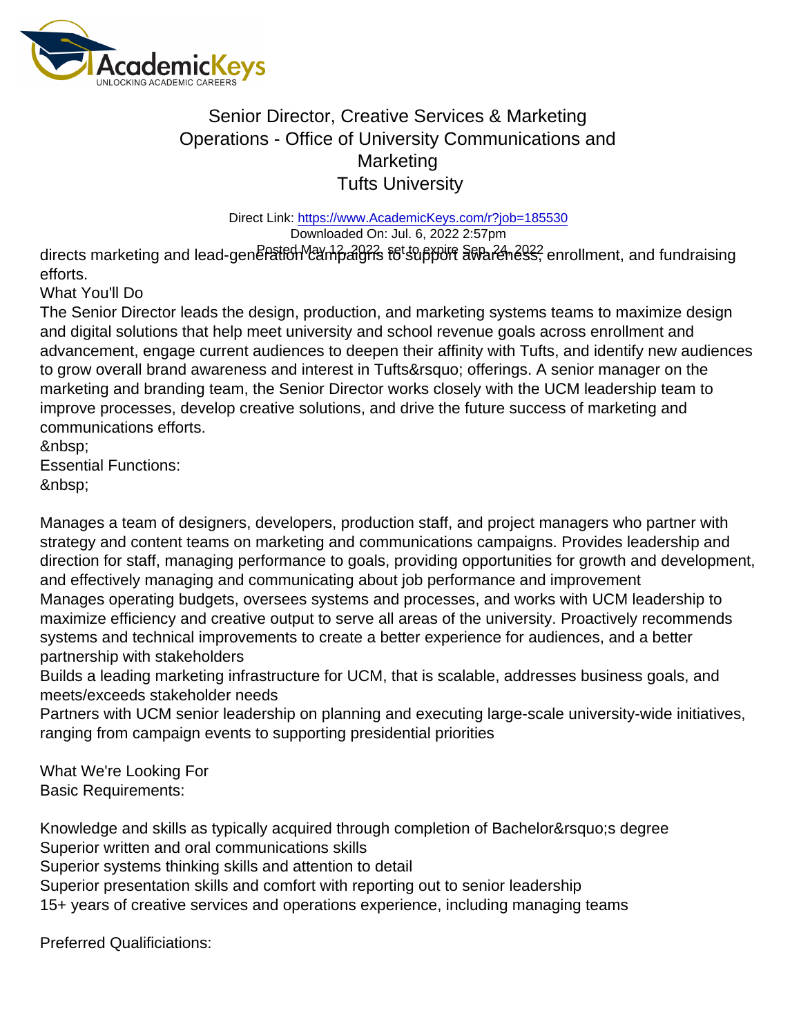directs marketing and lead-generation campaigns to support awareness, enrollment, and fundraising efforts.

What You'll Do

The Senior Director leads the design, production, and marketing systems teams to maximize design and digital solutions that help meet university and school revenue goals across enrollment and advancement, engage current audiences to deepen their affinity with Tufts, and identify new audiences to grow overall brand awareness and interest in Tufts&rsquo; offerings. A senior manager on the marketing and branding team, the Senior Director works closely with the UCM leadership team to improve processes, develop creative solutions, and drive the future success of marketing and communications efforts.

&nbsp;

Essential Functions:

&nbsp;

Manages a team of designers, developers, production staff, and project managers who partner with strategy and content teams on marketing and communications campaigns. Provides leadership and direction for staff, managing performance to goals, providing opportunities for growth and development, and effectively managing and communicating about job performance and improvement

Manages operating budgets, oversees systems and processes, and works with UCM leadership to maximize efficiency and creative output to serve all areas of the university. Proactively recommends systems and technical improvements to create a better experience for audiences, and a better partnership with stakeholders

Builds a leading marketing infrastructure for UCM, that is scalable, addresses business goals, and meets/exceeds stakeholder needs

Partners with UCM senior leadership on planning and executing large-scale university-wide initiatives, ranging from campaign events to supporting presidential priorities

What We're Looking For

Basic Requirements:

Knowledge and skills as typically acquired through completion of Bachelor&rsquo;s degree

Superior written and oral communications skills

Superior systems thinking skills and attention to detail

Superior presentation skills and comfort with reporting out to senior leadership

15+ years of creative services and operations experience, including managing teams

Preferred Qualificiations: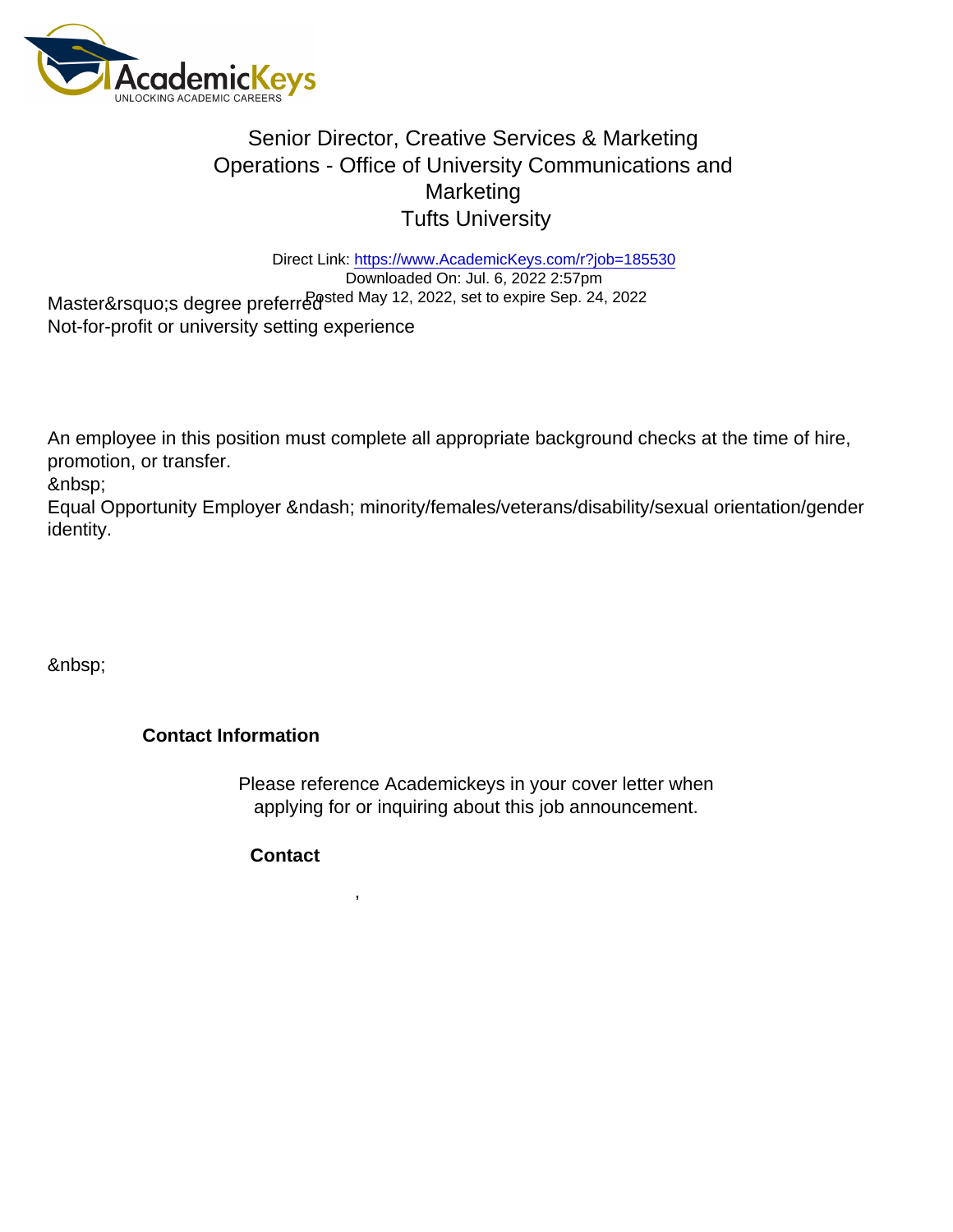# Senior Director, Creative Services & Marketing Operations - Office of University Communications and Marketing

## Tufts University

Direct Link: https://www.AcademicKeys.com/r?job=185530
Downloaded On: Jul. 6, 2022 2:57pm
Posted May 12, 2022, set to expire Sep. 24, 2022

Master&rsquo;s degree preferred
Not-for-profit or university setting experience

An employee in this position must complete all appropriate background checks at the time of hire, promotion, or transfer.
&nbsp;
Equal Opportunity Employer &ndash; minority/females/veterans/disability/sexual orientation/gender identity.

&nbsp;

**Contact Information**

Please reference Academickeys in your cover letter when applying for or inquiring about this job announcement.

**Contact**

,